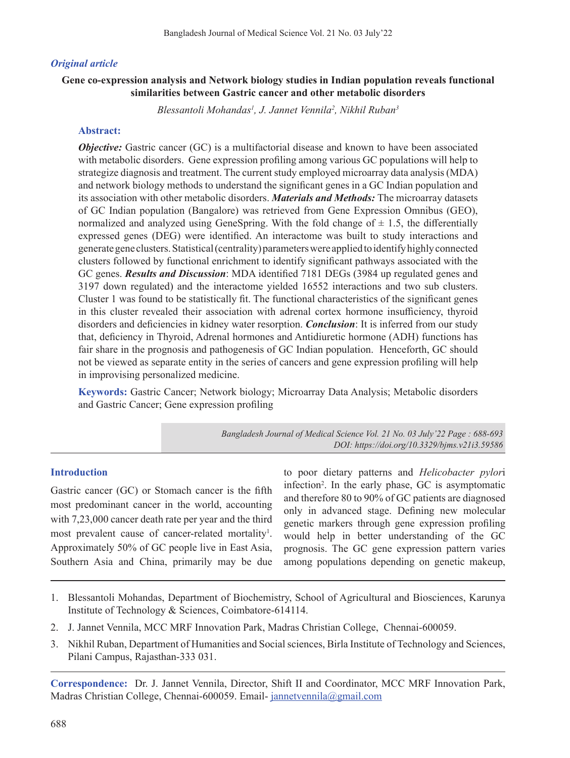*Original article*

# Gene co-expression analysis and Network biology studies in Indian population reveals functional similarities between Gastric cancer and other metabolic disorders

*Blessantoli Mohandas[1], J. Jannet Vennila[2], Nikhil Ruban[3]*

## Abstract:

***Objective:*** Gastric cancer (GC) is a multifactorial disease and known to have been associated with metabolic disorders. Gene expression profiling among various GC populations will help to strategize diagnosis and treatment. The current study employed microarray data analysis (MDA) and network biology methods to understand the significant genes in a GC Indian population and its association with other metabolic disorders. ***Materials and Methods:*** The microarray datasets of GC Indian population (Bangalore) was retrieved from Gene Expression Omnibus (GEO), normalized and analyzed using GeneSpring. With the fold change of ± 1.5, the differentially expressed genes (DEG) were identified. An interactome was built to study interactions and generate gene clusters. Statistical (centrality) parameters were applied to identify highly connected clusters followed by functional enrichment to identify significant pathways associated with the GC genes. ***Results and Discussion***: MDA identified 7181 DEGs (3984 up regulated genes and 3197 down regulated) and the interactome yielded 16552 interactions and two sub clusters. Cluster 1 was found to be statistically fit. The functional characteristics of the significant genes in this cluster revealed their association with adrenal cortex hormone insufficiency, thyroid disorders and deficiencies in kidney water resorption. ***Conclusion***: It is inferred from our study that, deficiency in Thyroid, Adrenal hormones and Antidiuretic hormone (ADH) functions has fair share in the prognosis and pathogenesis of GC Indian population. Henceforth, GC should not be viewed as separate entity in the series of cancers and gene expression profiling will help in improvising personalized medicine.

**Keywords:** Gastric Cancer; Network biology; Microarray Data Analysis; Metabolic disorders and Gastric Cancer; Gene expression profiling

DOI: https://doi.org/10.3329/bjms.v21i3.59586

## Introduction

Gastric cancer (GC) or Stomach cancer is the fifth most predominant cancer in the world, accounting with 7,23,000 cancer death rate per year and the third most prevalent cause of cancer-related mortality[1]. Approximately 50% of GC people live in East Asia, Southern Asia and China, primarily may be due to poor dietary patterns and *Helicobacter pylor*i infection[2]. In the early phase, GC is asymptomatic and therefore 80 to 90% of GC patients are diagnosed only in advanced stage. Defining new molecular genetic markers through gene expression profiling would help in better understanding of the GC prognosis. The GC gene expression pattern varies among populations depending on genetic makeup,

1. Blessantoli Mohandas, Department of Biochemistry, School of Agricultural and Biosciences, Karunya Institute of Technology & Sciences, Coimbatore-614114.
2. J. Jannet Vennila, MCC MRF Innovation Park, Madras Christian College, Chennai-600059.
3. Nikhil Ruban, Department of Humanities and Social sciences, Birla Institute of Technology and Sciences, Pilani Campus, Rajasthan-333 031.

**Correspondence:** Dr. J. Jannet Vennila, Director, Shift II and Coordinator, MCC MRF Innovation Park, Madras Christian College, Chennai-600059. Email- jannetvennila@gmail.com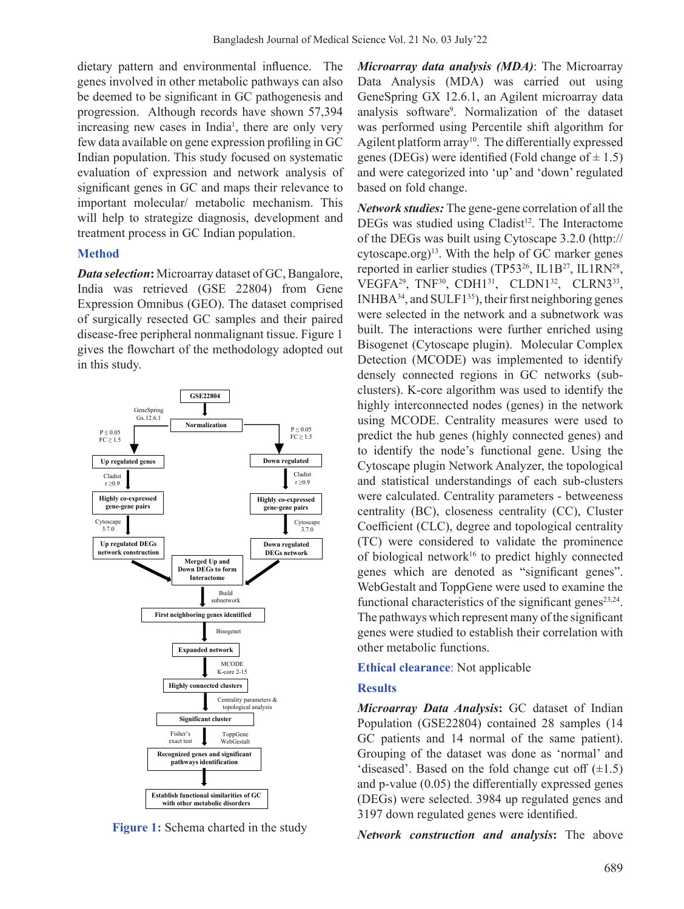dietary pattern and environmental influence. The genes involved in other metabolic pathways can also be deemed to be significant in GC pathogenesis and progression. Although records have shown 57,394 increasing new cases in India[1], there are only very few data available on gene expression profiling in GC Indian population. This study focused on systematic evaluation of expression and network analysis of significant genes in GC and maps their relevance to important molecular/ metabolic mechanism. This will help to strategize diagnosis, development and treatment process in GC Indian population.

## Method

***Data selection*:** Microarray dataset of GC, Bangalore, India was retrieved (GSE 22804) from Gene Expression Omnibus (GEO). The dataset comprised of surgically resected GC samples and their paired disease-free peripheral nonmalignant tissue. Figure 1 gives the flowchart of the methodology adopted out in this study.

**Figure 1:** Schema charted in the study

***Microarray data analysis (MDA)***: The Microarray Data Analysis (MDA) was carried out using GeneSpring GX 12.6.1, an Agilent microarray data analysis software[9]. Normalization of the dataset was performed using Percentile shift algorithm for Agilent platform array[10]. The differentially expressed genes (DEGs) were identified (Fold change of $\pm$ 1.5) and were categorized into 'up' and 'down' regulated based on fold change.

***Network studies:*** The gene-gene correlation of all the DEGs was studied using Cladist[12]. The Interactome of the DEGs was built using Cytoscape 3.2.0 (http://cytoscape.org)[13]. With the help of GC marker genes reported in earlier studies (TP53[26], IL1B[27], IL1RN[28], VEGFA[29], TNF[30], CDH1[31], CLDN1[32], CLRN3[33], INHBA[34], and SULF1[35]), their first neighboring genes were selected in the network and a subnetwork was built. The interactions were further enriched using Bisogenet (Cytoscape plugin). Molecular Complex Detection (MCODE) was implemented to identify densely connected regions in GC networks (sub-clusters). K-core algorithm was used to identify the highly interconnected nodes (genes) in the network using MCODE. Centrality measures were used to predict the hub genes (highly connected genes) and to identify the node's functional gene. Using the Cytoscape plugin Network Analyzer, the topological and statistical understandings of each sub-clusters were calculated. Centrality parameters - betweeness centrality (BC), closeness centrality (CC), Cluster Coefficient (CLC), degree and topological centrality (TC) were considered to validate the prominence of biological network[16] to predict highly connected genes which are denoted as "significant genes". WebGestalt and ToppGene were used to examine the functional characteristics of the significant genes[23,24]. The pathways which represent many of the significant genes were studied to establish their correlation with other metabolic functions.

**Ethical clearance**: Not applicable

## Results

***Microarray Data Analysis*:** GC dataset of Indian Population (GSE22804) contained 28 samples (14 GC patients and 14 normal of the same patient). Grouping of the dataset was done as 'normal' and 'diseased'. Based on the fold change cut off ($\pm$1.5) and p-value (0.05) the differentially expressed genes (DEGs) were selected. 3984 up regulated genes and 3197 down regulated genes were identified.

***Network construction and analysis*:** The above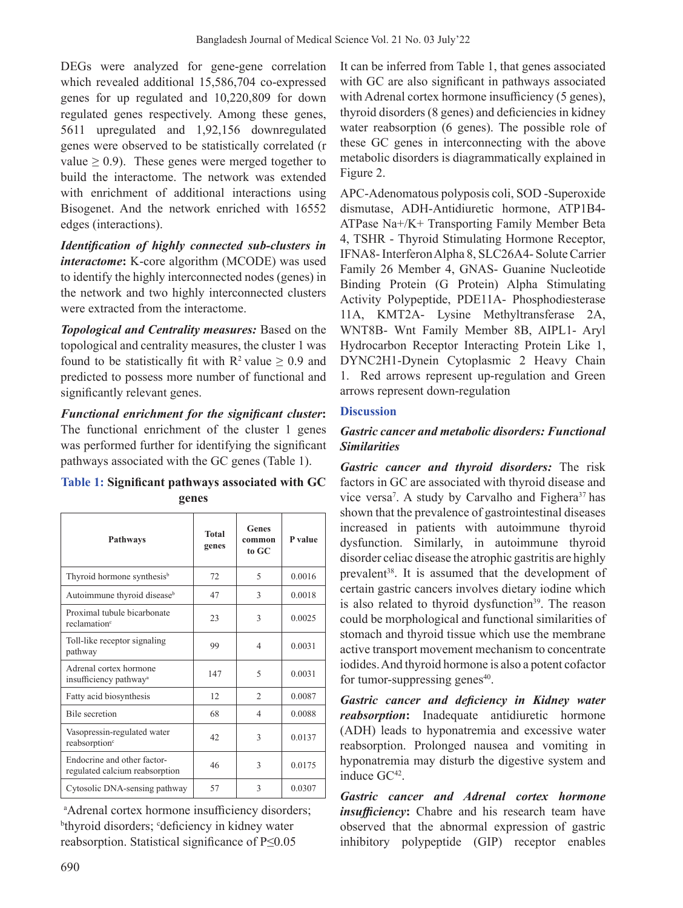DEGs were analyzed for gene-gene correlation which revealed additional 15,586,704 co-expressed genes for up regulated and 10,220,809 for down regulated genes respectively. Among these genes, 5611 upregulated and 1,92,156 downregulated genes were observed to be statistically correlated (r value ≥ 0.9). These genes were merged together to build the interactome. The network was extended with enrichment of additional interactions using Bisogenet. And the network enriched with 16552 edges (interactions).

***Identification of highly connected sub-clusters in interactome*:** K-core algorithm (MCODE) was used to identify the highly interconnected nodes (genes) in the network and two highly interconnected clusters were extracted from the interactome.

***Topological and Centrality measures:*** Based on the topological and centrality measures, the cluster 1 was found to be statistically fit with $R^2$ value ≥ 0.9 and predicted to possess more number of functional and significantly relevant genes.

***Functional enrichment for the significant cluster*:** The functional enrichment of the cluster 1 genes was performed further for identifying the significant pathways associated with the GC genes (Table 1).

**Table 1: Significant pathways associated with GC genes**

| Pathways | Total genes | Genes common to GC | P value |
|---|---|---|---|
| Thyroid hormone synthesis[b] | 72 | 5 | 0.0016 |
| Autoimmune thyroid disease[b] | 47 | 3 | 0.0018 |
| Proximal tubule bicarbonate reclamation[c] | 23 | 3 | 0.0025 |
| Toll-like receptor signaling pathway | 99 | 4 | 0.0031 |
| Adrenal cortex hormone insufficiency pathway[a] | 147 | 5 | 0.0031 |
| Fatty acid biosynthesis | 12 | 2 | 0.0087 |
| Bile secretion | 68 | 4 | 0.0088 |
| Vasopressin-regulated water reabsorption[c] | 42 | 3 | 0.0137 |
| Endocrine and other factor-regulated calcium reabsorption | 46 | 3 | 0.0175 |
| Cytosolic DNA-sensing pathway | 57 | 3 | 0.0307 |

[a]Adrenal cortex hormone insufficiency disorders; [b]thyroid disorders; [c]deficiency in kidney water reabsorption. Statistical significance of P≤0.05

It can be inferred from Table 1, that genes associated with GC are also significant in pathways associated with Adrenal cortex hormone insufficiency (5 genes), thyroid disorders (8 genes) and deficiencies in kidney water reabsorption (6 genes). The possible role of these GC genes in interconnecting with the above metabolic disorders is diagrammatically explained in Figure 2.

APC-Adenomatous polyposis coli, SOD -Superoxide dismutase, ADH-Antidiuretic hormone, ATP1B4-ATPase Na+/K+ Transporting Family Member Beta 4, TSHR - Thyroid Stimulating Hormone Receptor, IFNA8- Interferon Alpha 8, SLC26A4- Solute Carrier Family 26 Member 4, GNAS- Guanine Nucleotide Binding Protein (G Protein) Alpha Stimulating Activity Polypeptide, PDE11A- Phosphodiesterase 11A, KMT2A- Lysine Methyltransferase 2A, WNT8B- Wnt Family Member 8B, AIPL1- Aryl Hydrocarbon Receptor Interacting Protein Like 1, DYNC2H1-Dynein Cytoplasmic 2 Heavy Chain 1. Red arrows represent up-regulation and Green arrows represent down-regulation

## Discussion

### *Gastric cancer and metabolic disorders: Functional Similarities*

***Gastric cancer and thyroid disorders:*** The risk factors in GC are associated with thyroid disease and vice versa[7]. A study by Carvalho and Fighera[37] has shown that the prevalence of gastrointestinal diseases increased in patients with autoimmune thyroid dysfunction. Similarly, in autoimmune thyroid disorder celiac disease the atrophic gastritis are highly prevalent[38]. It is assumed that the development of certain gastric cancers involves dietary iodine which is also related to thyroid dysfunction[39]. The reason could be morphological and functional similarities of stomach and thyroid tissue which use the membrane active transport movement mechanism to concentrate iodides. And thyroid hormone is also a potent cofactor for tumor-suppressing genes[40].

***Gastric cancer and deficiency in Kidney water reabsorption*:** Inadequate antidiuretic hormone (ADH) leads to hyponatremia and excessive water reabsorption. Prolonged nausea and vomiting in hyponatremia may disturb the digestive system and induce GC[42].

***Gastric cancer and Adrenal cortex hormone insufficiency*:** Chabre and his research team have observed that the abnormal expression of gastric inhibitory polypeptide (GIP) receptor enables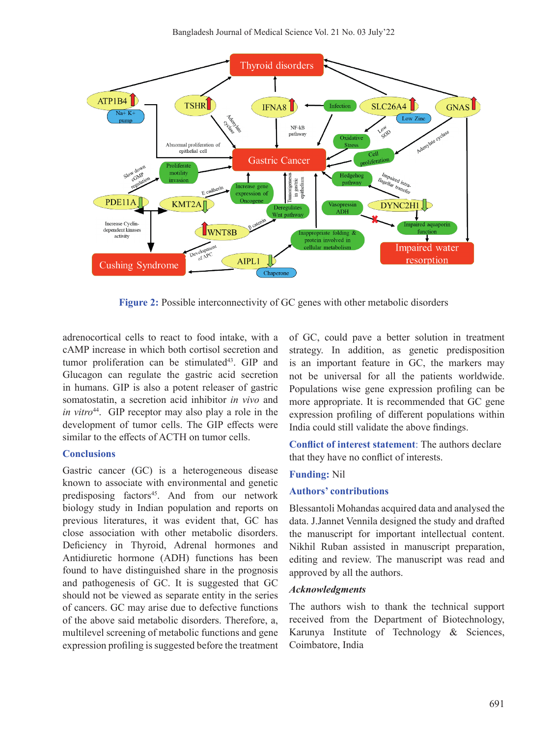**Figure 2:** Possible interconnectivity of GC genes with other metabolic disorders

adrenocortical cells to react to food intake, with a cAMP increase in which both cortisol secretion and tumor proliferation can be stimulated[43]. GIP and Glucagon can regulate the gastric acid secretion in humans. GIP is also a potent releaser of gastric somatostatin, a secretion acid inhibitor *in vivo* and *in vitro*[44]. GIP receptor may also play a role in the development of tumor cells. The GIP effects were similar to the effects of ACTH on tumor cells.

## Conclusions

Gastric cancer (GC) is a heterogeneous disease known to associate with environmental and genetic predisposing factors[45]. And from our network biology study in Indian population and reports on previous literatures, it was evident that, GC has close association with other metabolic disorders. Deficiency in Thyroid, Adrenal hormones and Antidiuretic hormone (ADH) functions has been found to have distinguished share in the prognosis and pathogenesis of GC. It is suggested that GC should not be viewed as separate entity in the series of cancers. GC may arise due to defective functions of the above said metabolic disorders. Therefore, a, multilevel screening of metabolic functions and gene expression profiling is suggested before the treatment of GC, could pave a better solution in treatment strategy. In addition, as genetic predisposition is an important feature in GC, the markers may not be universal for all the patients worldwide. Populations wise gene expression profiling can be more appropriate. It is recommended that GC gene expression profiling of different populations within India could still validate the above findings.

**Conflict of interest statement**: The authors declare that they have no conflict of interests.

**Funding:** Nil

## Authors' contributions

Blessantoli Mohandas acquired data and analysed the data. J.Jannet Vennila designed the study and drafted the manuscript for important intellectual content. Nikhil Ruban assisted in manuscript preparation, editing and review. The manuscript was read and approved by all the authors.

### *Acknowledgments*

The authors wish to thank the technical support received from the Department of Biotechnology, Karunya Institute of Technology & Sciences, Coimbatore, India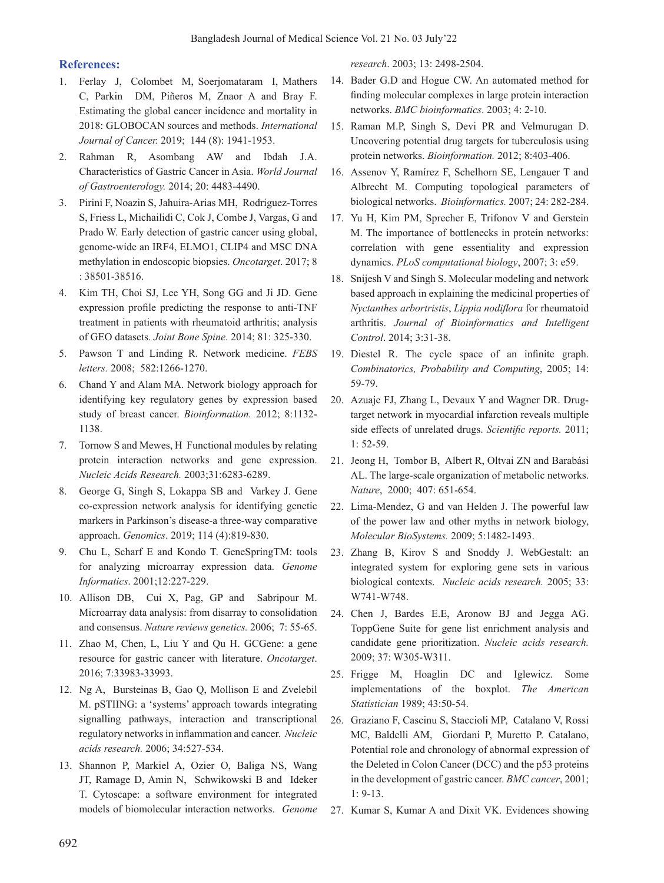## References:

1. Ferlay J, Colombet M, Soerjomataram I, Mathers C, Parkin DM, Piñeros M, Znaor A and Bray F. Estimating the global cancer incidence and mortality in 2018: GLOBOCAN sources and methods. *International Journal of Cancer.* 2019; 144 (8): 1941-1953.
2. Rahman R, Asombang AW and Ibdah J.A. Characteristics of Gastric Cancer in Asia. *World Journal of Gastroenterology.* 2014; 20: 4483-4490.
3. Pirini F, Noazin S, Jahuira-Arias MH, Rodriguez-Torres S, Friess L, Michailidi C, Cok J, Combe J, Vargas, G and Prado W. Early detection of gastric cancer using global, genome-wide an IRF4, ELMO1, CLIP4 and MSC DNA methylation in endoscopic biopsies. *Oncotarget*. 2017; 8 : 38501-38516.
4. Kim TH, Choi SJ, Lee YH, Song GG and Ji JD. Gene expression profile predicting the response to anti-TNF treatment in patients with rheumatoid arthritis; analysis of GEO datasets. *Joint Bone Spine*. 2014; 81: 325-330.
5. Pawson T and Linding R. Network medicine. *FEBS letters.* 2008; 582:1266-1270.
6. Chand Y and Alam MA. Network biology approach for identifying key regulatory genes by expression based study of breast cancer. *Bioinformation.* 2012; 8:1132-1138.
7. Tornow S and Mewes, H Functional modules by relating protein interaction networks and gene expression. *Nucleic Acids Research.* 2003;31:6283-6289.
8. George G, Singh S, Lokappa SB and Varkey J. Gene co-expression network analysis for identifying genetic markers in Parkinson's disease-a three-way comparative approach. *Genomics*. 2019; 114 (4):819-830.
9. Chu L, Scharf E and Kondo T. GeneSpringTM: tools for analyzing microarray expression data. *Genome Informatics*. 2001;12:227-229.
10. Allison DB, Cui X, Pag, GP and Sabripour M. Microarray data analysis: from disarray to consolidation and consensus. *Nature reviews genetics.* 2006; 7: 55-65.
11. Zhao M, Chen, L, Liu Y and Qu H. GCGene: a gene resource for gastric cancer with literature. *Oncotarget*. 2016; 7:33983-33993.
12. Ng A, Bursteinas B, Gao Q, Mollison E and Zvelebil M. pSTIING: a 'systems' approach towards integrating signalling pathways, interaction and transcriptional regulatory networks in inflammation and cancer. *Nucleic acids research.* 2006; 34:527-534.
13. Shannon P, Markiel A, Ozier O, Baliga NS, Wang JT, Ramage D, Amin N, Schwikowski B and Ideker T. Cytoscape: a software environment for integrated models of biomolecular interaction networks. *Genome research*. 2003; 13: 2498-2504.
14. Bader G.D and Hogue CW. An automated method for finding molecular complexes in large protein interaction networks. *BMC bioinformatics*. 2003; 4: 2-10.
15. Raman M.P, Singh S, Devi PR and Velmurugan D. Uncovering potential drug targets for tuberculosis using protein networks. *Bioinformation.* 2012; 8:403-406.
16. Assenov Y, Ramírez F, Schelhorn SE, Lengauer T and Albrecht M. Computing topological parameters of biological networks. *Bioinformatics.* 2007; 24: 282-284.
17. Yu H, Kim PM, Sprecher E, Trifonov V and Gerstein M. The importance of bottlenecks in protein networks: correlation with gene essentiality and expression dynamics. *PLoS computational biology*, 2007; 3: e59.
18. Snijesh V and Singh S. Molecular modeling and network based approach in explaining the medicinal properties of *Nyctanthes arbortristis*, *Lippia nodiflora* for rheumatoid arthritis. *Journal of Bioinformatics and Intelligent Control*. 2014; 3:31-38.
19. Diestel R. The cycle space of an infinite graph. *Combinatorics, Probability and Computing*, 2005; 14: 59-79.
20. Azuaje FJ, Zhang L, Devaux Y and Wagner DR. Drug-target network in myocardial infarction reveals multiple side effects of unrelated drugs. *Scientific reports.* 2011; 1: 52-59.
21. Jeong H, Tombor B, Albert R, Oltvai ZN and Barabási AL. The large-scale organization of metabolic networks. *Nature*, 2000; 407: 651-654.
22. Lima-Mendez, G and van Helden J. The powerful law of the power law and other myths in network biology, *Molecular BioSystems.* 2009; 5:1482-1493.
23. Zhang B, Kirov S and Snoddy J. WebGestalt: an integrated system for exploring gene sets in various biological contexts. *Nucleic acids research.* 2005; 33: W741-W748.
24. Chen J, Bardes E.E, Aronow BJ and Jegga AG. ToppGene Suite for gene list enrichment analysis and candidate gene prioritization. *Nucleic acids research.* 2009; 37: W305-W311.
25. Frigge M, Hoaglin DC and Iglewicz. Some implementations of the boxplot. *The American Statistician* 1989; 43:50-54.
26. Graziano F, Cascinu S, Staccioli MP, Catalano V, Rossi MC, Baldelli AM, Giordani P, Muretto P. Catalano, Potential role and chronology of abnormal expression of the Deleted in Colon Cancer (DCC) and the p53 proteins in the development of gastric cancer. *BMC cancer*, 2001; 1: 9-13.
27. Kumar S, Kumar A and Dixit VK. Evidences showing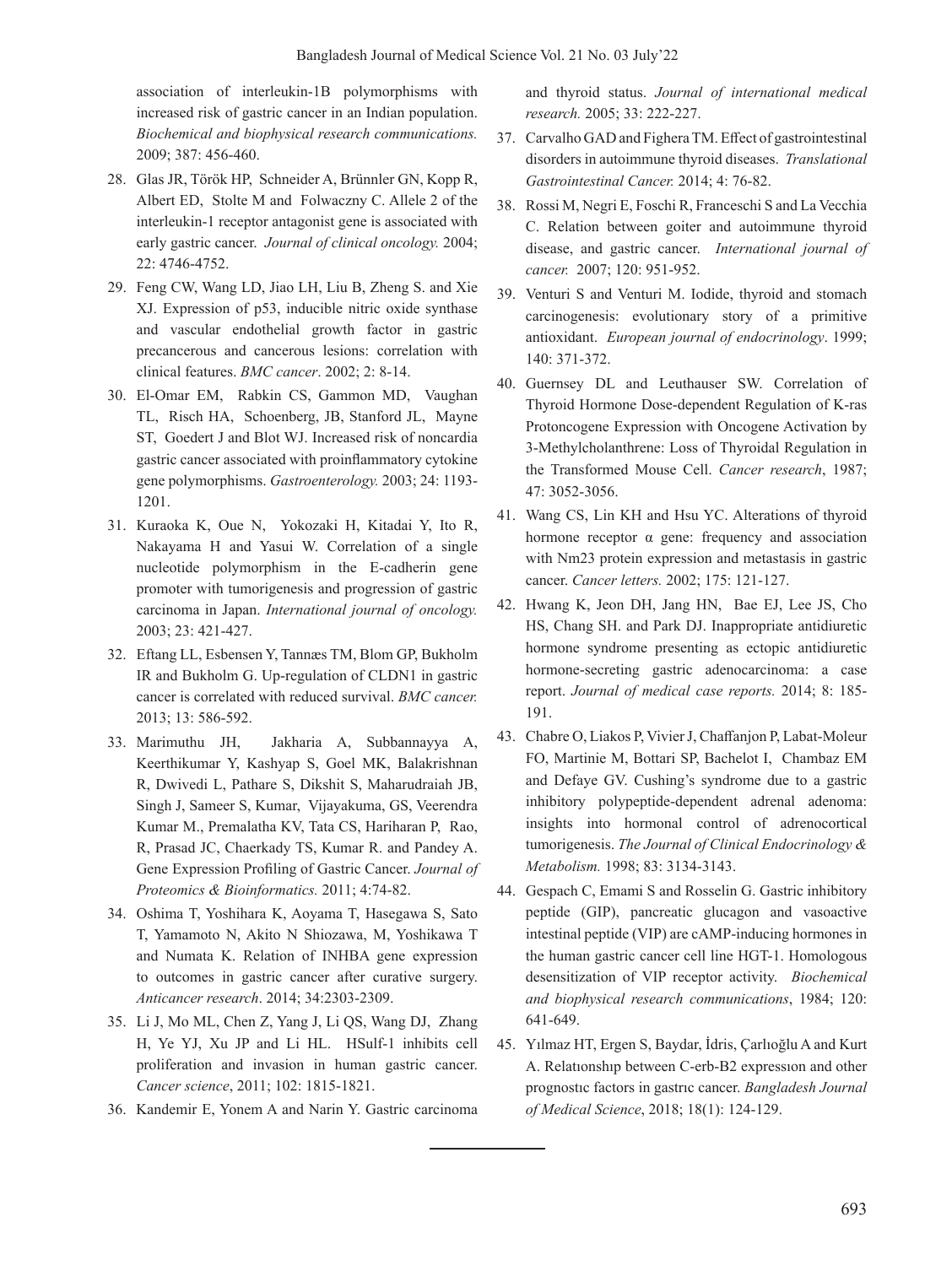association of interleukin-1B polymorphisms with increased risk of gastric cancer in an Indian population. *Biochemical and biophysical research communications.* 2009; 387: 456-460.

28. Glas JR, Török HP, Schneider A, Brünnler GN, Kopp R, Albert ED, Stolte M and Folwaczny C. Allele 2 of the interleukin-1 receptor antagonist gene is associated with early gastric cancer. *Journal of clinical oncology.* 2004; 22: 4746-4752.
29. Feng CW, Wang LD, Jiao LH, Liu B, Zheng S. and Xie XJ. Expression of p53, inducible nitric oxide synthase and vascular endothelial growth factor in gastric precancerous and cancerous lesions: correlation with clinical features. *BMC cancer*. 2002; 2: 8-14.
30. El-Omar EM, Rabkin CS, Gammon MD, Vaughan TL, Risch HA, Schoenberg, JB, Stanford JL, Mayne ST, Goedert J and Blot WJ. Increased risk of noncardia gastric cancer associated with proinflammatory cytokine gene polymorphisms. *Gastroenterology.* 2003; 24: 1193-1201.
31. Kuraoka K, Oue N, Yokozaki H, Kitadai Y, Ito R, Nakayama H and Yasui W. Correlation of a single nucleotide polymorphism in the E-cadherin gene promoter with tumorigenesis and progression of gastric carcinoma in Japan. *International journal of oncology.* 2003; 23: 421-427.
32. Eftang LL, Esbensen Y, Tannæs TM, Blom GP, Bukholm IR and Bukholm G. Up-regulation of CLDN1 in gastric cancer is correlated with reduced survival. *BMC cancer.* 2013; 13: 586-592.
33. Marimuthu JH, Jakharia A, Subbannayya A, Keerthikumar Y, Kashyap S, Goel MK, Balakrishnan R, Dwivedi L, Pathare S, Dikshit S, Maharudraiah JB, Singh J, Sameer S, Kumar, Vijayakuma, GS, Veerendra Kumar M., Premalatha KV, Tata CS, Hariharan P, Rao, R, Prasad JC, Chaerkady TS, Kumar R. and Pandey A. Gene Expression Profiling of Gastric Cancer. *Journal of Proteomics & Bioinformatics.* 2011; 4:74-82.
34. Oshima T, Yoshihara K, Aoyama T, Hasegawa S, Sato T, Yamamoto N, Akito N Shiozawa, M, Yoshikawa T and Numata K. Relation of INHBA gene expression to outcomes in gastric cancer after curative surgery. *Anticancer research*. 2014; 34:2303-2309.
35. Li J, Mo ML, Chen Z, Yang J, Li QS, Wang DJ, Zhang H, Ye YJ, Xu JP and Li HL. HSulf-1 inhibits cell proliferation and invasion in human gastric cancer. *Cancer science*, 2011; 102: 1815-1821.
36. Kandemir E, Yonem A and Narin Y. Gastric carcinoma and thyroid status. *Journal of international medical research.* 2005; 33: 222-227.
37. Carvalho GAD and Fighera TM. Effect of gastrointestinal disorders in autoimmune thyroid diseases. *Translational Gastrointestinal Cancer.* 2014; 4: 76-82.
38. Rossi M, Negri E, Foschi R, Franceschi S and La Vecchia C. Relation between goiter and autoimmune thyroid disease, and gastric cancer. *International journal of cancer.* 2007; 120: 951-952.
39. Venturi S and Venturi M. Iodide, thyroid and stomach carcinogenesis: evolutionary story of a primitive antioxidant. *European journal of endocrinology*. 1999; 140: 371-372.
40. Guernsey DL and Leuthauser SW. Correlation of Thyroid Hormone Dose-dependent Regulation of K-ras Protoncogene Expression with Oncogene Activation by 3-Methylcholanthrene: Loss of Thyroidal Regulation in the Transformed Mouse Cell. *Cancer research*, 1987; 47: 3052-3056.
41. Wang CS, Lin KH and Hsu YC. Alterations of thyroid hormone receptor α gene: frequency and association with Nm23 protein expression and metastasis in gastric cancer. *Cancer letters.* 2002; 175: 121-127.
42. Hwang K, Jeon DH, Jang HN, Bae EJ, Lee JS, Cho HS, Chang SH. and Park DJ. Inappropriate antidiuretic hormone syndrome presenting as ectopic antidiuretic hormone-secreting gastric adenocarcinoma: a case report. *Journal of medical case reports.* 2014; 8: 185-191.
43. Chabre O, Liakos P, Vivier J, Chaffanjon P, Labat-Moleur FO, Martinie M, Bottari SP, Bachelot I, Chambaz EM and Defaye GV. Cushing's syndrome due to a gastric inhibitory polypeptide-dependent adrenal adenoma: insights into hormonal control of adrenocortical tumorigenesis. *The Journal of Clinical Endocrinology & Metabolism.* 1998; 83: 3134-3143.
44. Gespach C, Emami S and Rosselin G. Gastric inhibitory peptide (GIP), pancreatic glucagon and vasoactive intestinal peptide (VIP) are cAMP-inducing hormones in the human gastric cancer cell line HGT-1. Homologous desensitization of VIP receptor activity. *Biochemical and biophysical research communications*, 1984; 120: 641-649.
45. Yılmaz HT, Ergen S, Baydar, İdris, Çarlıoğlu A and Kurt A. Relatıonshıp between C-erb-B2 expressıon and other prognostıc factors in gastrıc cancer. *Bangladesh Journal of Medical Science*, 2018; 18(1): 124-129.